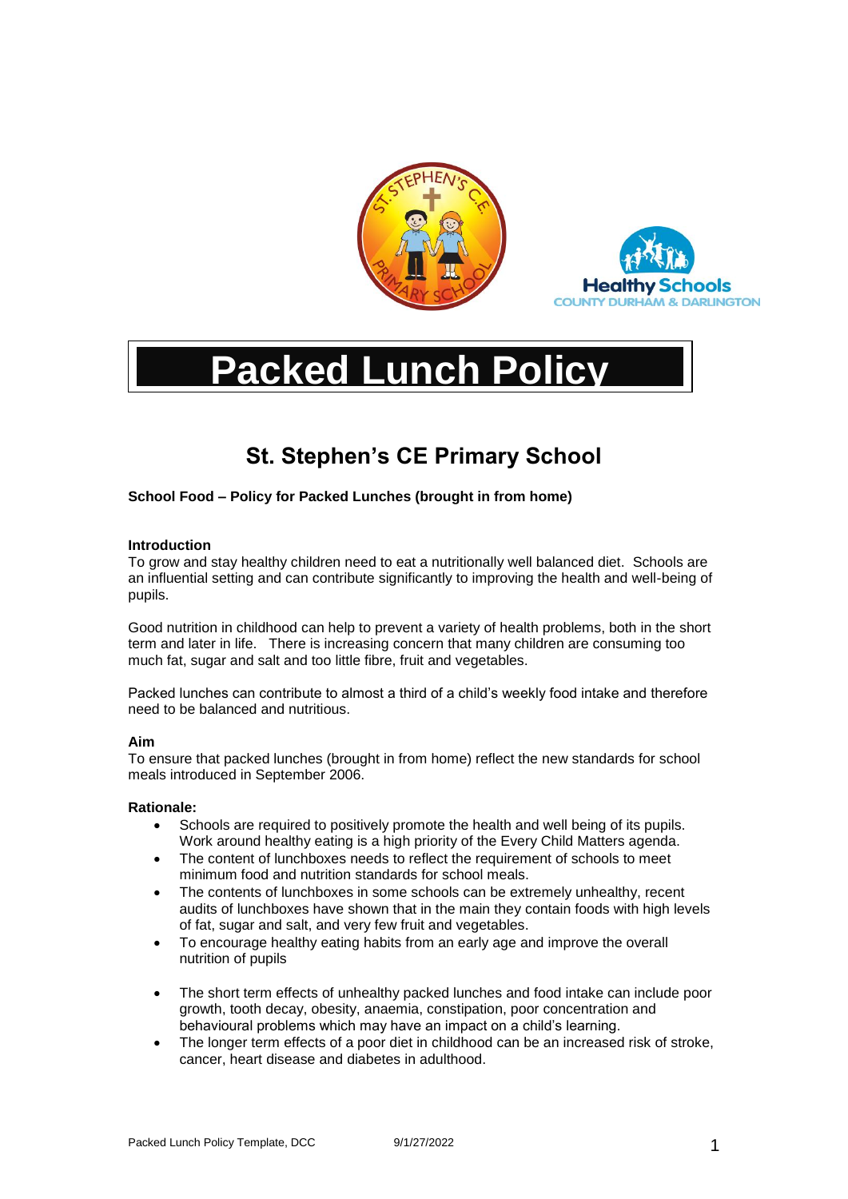# Packed Lunch Policy

## St. Stephen's CE Primary School

**School Food – Policy for Packed Lunches (brought in from home)**

**Introduction**

To grow and stay healthy children need to eat a nutritionally well balanced diet. Schools are an influential setting and can contribute significantly to improving the health and well-being of pupils.

Good nutrition in childhood can help to prevent a variety of health problems, both in the short term and later in life. There is increasing concern that many children are consuming too much fat, sugar and salt and too little fibre, fruit and vegetables.

Packed lunches can contribute to almost a third of a child's weekly food intake and therefore need to be balanced and nutritious.

**Aim**

To ensure that packed lunches (brought in from home) reflect the new standards for school meals introduced in September 2006.

**Rationale:**

- Schools are required to positively promote the health and well being of its pupils. Work around healthy eating is a high priority of the Every Child Matters agenda.
- The content of lunchboxes needs to reflect the requirement of schools to meet minimum food and nutrition standards for school meals.
- The contents of lunchboxes in some schools can be extremely unhealthy, recent audits of lunchboxes have shown that in the main they contain foods with high levels of fat, sugar and salt, and very few fruit and vegetables.
- To encourage healthy eating habits from an early age and improve the overall nutrition of pupils
- The short term effects of unhealthy packed lunches and food intake can include poor growth, tooth decay, obesity, anaemia, constipation, poor concentration and behavioural problems which may have an impact on a child's learning.
- The longer term effects of a poor diet in childhood can be an increased risk of stroke, cancer, heart disease and diabetes in adulthood.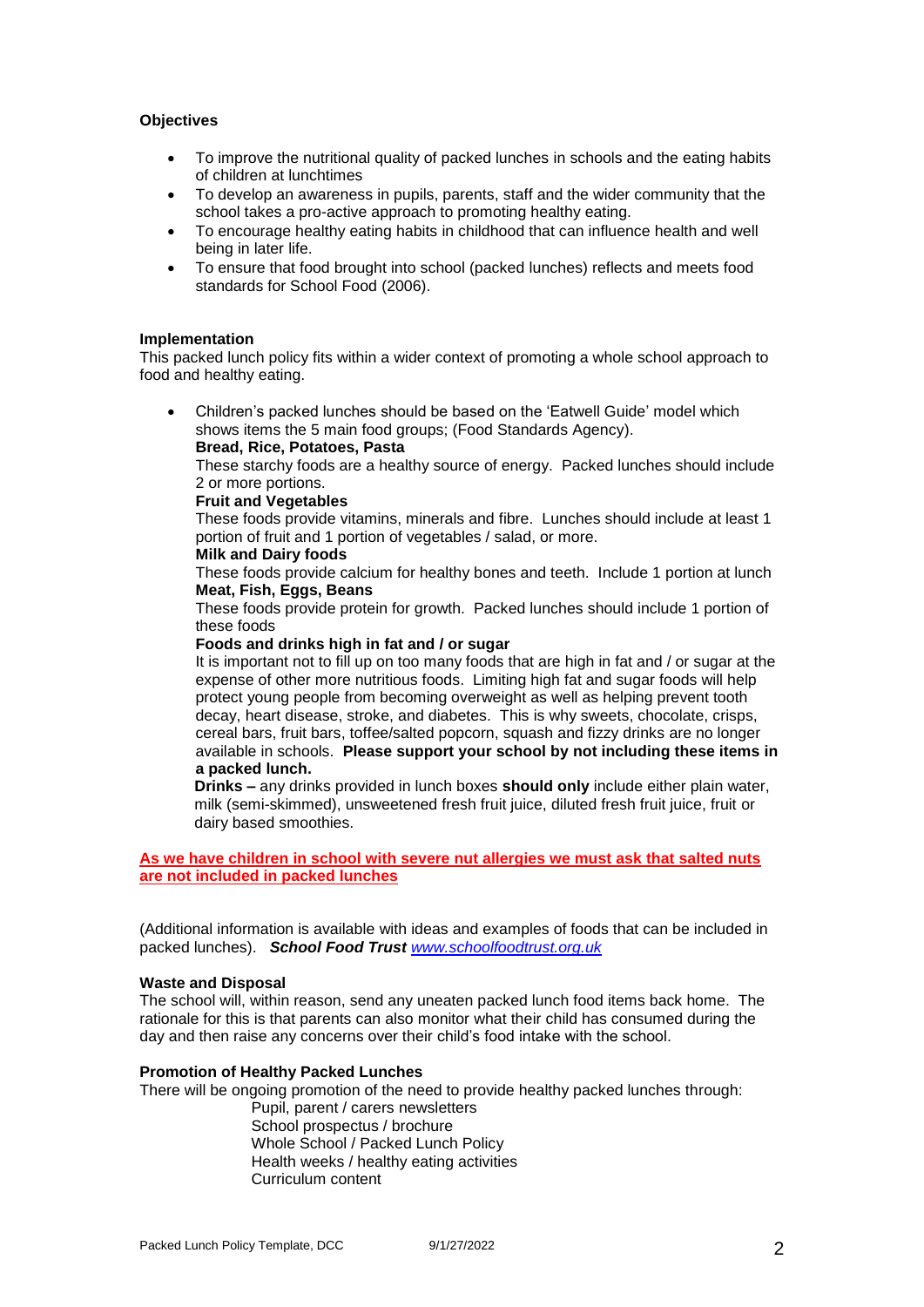**Objectives**

- To improve the nutritional quality of packed lunches in schools and the eating habits of children at lunchtimes
- To develop an awareness in pupils, parents, staff and the wider community that the school takes a pro-active approach to promoting healthy eating.
- To encourage healthy eating habits in childhood that can influence health and well being in later life.
- To ensure that food brought into school (packed lunches) reflects and meets food standards for School Food (2006).

**Implementation**

This packed lunch policy fits within a wider context of promoting a whole school approach to food and healthy eating.

- Children's packed lunches should be based on the 'Eatwell Guide' model which shows items the 5 main food groups; (Food Standards Agency).

  **Bread, Rice, Potatoes, Pasta**

  These starchy foods are a healthy source of energy. Packed lunches should include 2 or more portions.

  **Fruit and Vegetables**

  These foods provide vitamins, minerals and fibre. Lunches should include at least 1 portion of fruit and 1 portion of vegetables / salad, or more.

  **Milk and Dairy foods**

  These foods provide calcium for healthy bones and teeth. Include 1 portion at lunch

  **Meat, Fish, Eggs, Beans**

  These foods provide protein for growth. Packed lunches should include 1 portion of these foods

  **Foods and drinks high in fat and / or sugar**

  It is important not to fill up on too many foods that are high in fat and / or sugar at the expense of other more nutritious foods. Limiting high fat and sugar foods will help protect young people from becoming overweight as well as helping prevent tooth decay, heart disease, stroke, and diabetes. This is why sweets, chocolate, crisps, cereal bars, fruit bars, toffee/salted popcorn, squash and fizzy drinks are no longer available in schools. **Please support your school by not including these items in a packed lunch.**

  **Drinks –** any drinks provided in lunch boxes **should only** include either plain water, milk (semi-skimmed), unsweetened fresh fruit juice, diluted fresh fruit juice, fruit or dairy based smoothies.

**As we have children in school with severe nut allergies we must ask that salted nuts are not included in packed lunches**

(Additional information is available with ideas and examples of foods that can be included in packed lunches). ***School Food Trust*** *www.schoolfoodtrust.org.uk*

**Waste and Disposal**

The school will, within reason, send any uneaten packed lunch food items back home. The rationale for this is that parents can also monitor what their child has consumed during the day and then raise any concerns over their child's food intake with the school.

**Promotion of Healthy Packed Lunches**

There will be ongoing promotion of the need to provide healthy packed lunches through:

Pupil, parent / carers newsletters
School prospectus / brochure
Whole School / Packed Lunch Policy
Health weeks / healthy eating activities
Curriculum content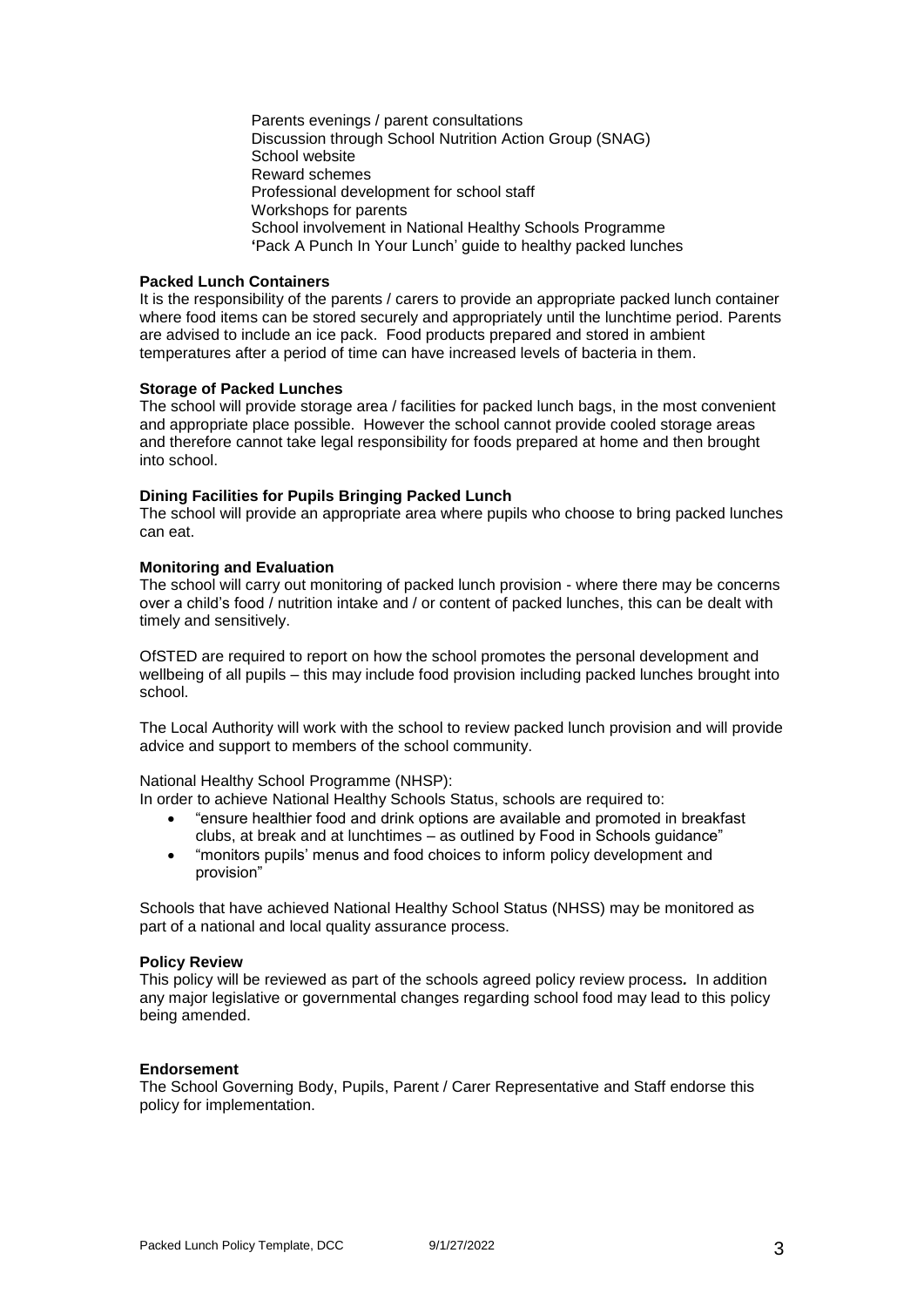- Parents evenings / parent consultations
- Discussion through School Nutrition Action Group (SNAG)
- School website
- Reward schemes
- Professional development for school staff
- Workshops for parents
- School involvement in National Healthy Schools Programme
- 'Pack A Punch In Your Lunch' guide to healthy packed lunches

**Packed Lunch Containers**

It is the responsibility of the parents / carers to provide an appropriate packed lunch container where food items can be stored securely and appropriately until the lunchtime period. Parents are advised to include an ice pack. Food products prepared and stored in ambient temperatures after a period of time can have increased levels of bacteria in them.

**Storage of Packed Lunches**

The school will provide storage area / facilities for packed lunch bags, in the most convenient and appropriate place possible. However the school cannot provide cooled storage areas and therefore cannot take legal responsibility for foods prepared at home and then brought into school.

**Dining Facilities for Pupils Bringing Packed Lunch**

The school will provide an appropriate area where pupils who choose to bring packed lunches can eat.

**Monitoring and Evaluation**

The school will carry out monitoring of packed lunch provision - where there may be concerns over a child's food / nutrition intake and / or content of packed lunches, this can be dealt with timely and sensitively.

OfSTED are required to report on how the school promotes the personal development and wellbeing of all pupils – this may include food provision including packed lunches brought into school.

The Local Authority will work with the school to review packed lunch provision and will provide advice and support to members of the school community.

National Healthy School Programme (NHSP):

In order to achieve National Healthy Schools Status, schools are required to:

- "ensure healthier food and drink options are available and promoted in breakfast clubs, at break and at lunchtimes – as outlined by Food in Schools guidance"
- "monitors pupils' menus and food choices to inform policy development and provision"

Schools that have achieved National Healthy School Status (NHSS) may be monitored as part of a national and local quality assurance process.

**Policy Review**

This policy will be reviewed as part of the schools agreed policy review process**.** In addition any major legislative or governmental changes regarding school food may lead to this policy being amended.

**Endorsement**

The School Governing Body, Pupils, Parent / Carer Representative and Staff endorse this policy for implementation.